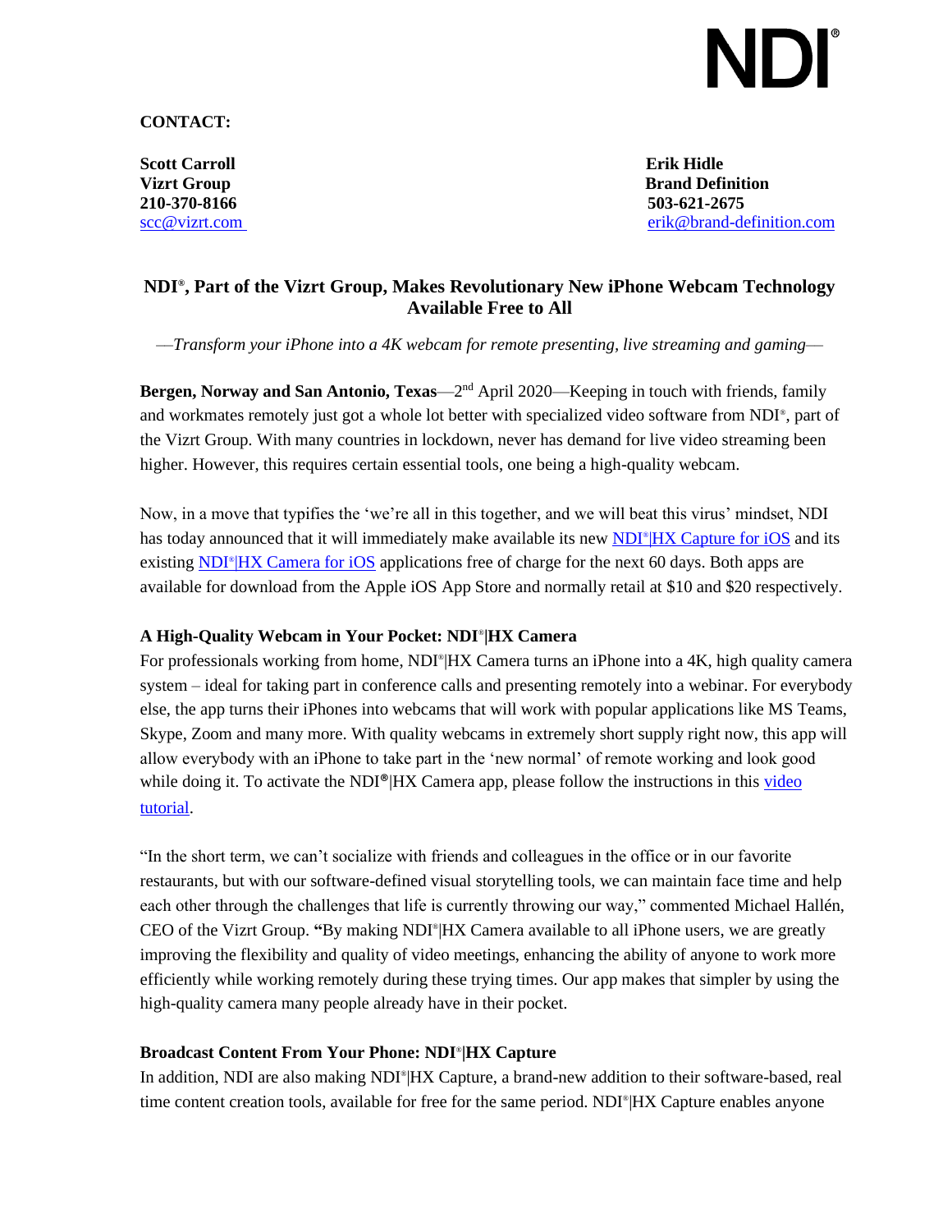NDI®

**CONTACT:**

**Scott Carroll**
**Vizrt Group**
**210-370-8166**
[scc@vizrt.com](mailto:scc@vizrt.com)

**Erik Hidle**
**Brand Definition**
**503-621-2675**
[erik@brand-definition.com](mailto:erik@brand-definition.com)

# NDI®, Part of the Vizrt Group, Makes Revolutionary New iPhone Webcam Technology Available Free to All

*—Transform your iPhone into a 4K webcam for remote presenting, live streaming and gaming—*

**Bergen, Norway and San Antonio, Texas**—2nd April 2020—Keeping in touch with friends, family and workmates remotely just got a whole lot better with specialized video software from NDI®, part of the Vizrt Group. With many countries in lockdown, never has demand for live video streaming been higher. However, this requires certain essential tools, one being a high-quality webcam.

Now, in a move that typifies the 'we're all in this together, and we will beat this virus' mindset, NDI has today announced that it will immediately make available its new NDI®|HX Capture for iOS and its existing NDI®|HX Camera for iOS applications free of charge for the next 60 days. Both apps are available for download from the Apple iOS App Store and normally retail at $10 and $20 respectively.

### A High-Quality Webcam in Your Pocket: NDI®|HX Camera

For professionals working from home, NDI®|HX Camera turns an iPhone into a 4K, high quality camera system – ideal for taking part in conference calls and presenting remotely into a webinar. For everybody else, the app turns their iPhones into webcams that will work with popular applications like MS Teams, Skype, Zoom and many more. With quality webcams in extremely short supply right now, this app will allow everybody with an iPhone to take part in the 'new normal' of remote working and look good while doing it. To activate the NDI®|HX Camera app, please follow the instructions in this video tutorial.

"In the short term, we can't socialize with friends and colleagues in the office or in our favorite restaurants, but with our software-defined visual storytelling tools, we can maintain face time and help each other through the challenges that life is currently throwing our way," commented Michael Hallén, CEO of the Vizrt Group. **"**By making NDI®|HX Camera available to all iPhone users, we are greatly improving the flexibility and quality of video meetings, enhancing the ability of anyone to work more efficiently while working remotely during these trying times. Our app makes that simpler by using the high-quality camera many people already have in their pocket.

### Broadcast Content From Your Phone: NDI®|HX Capture

In addition, NDI are also making NDI®|HX Capture, a brand-new addition to their software-based, real time content creation tools, available for free for the same period. NDI®|HX Capture enables anyone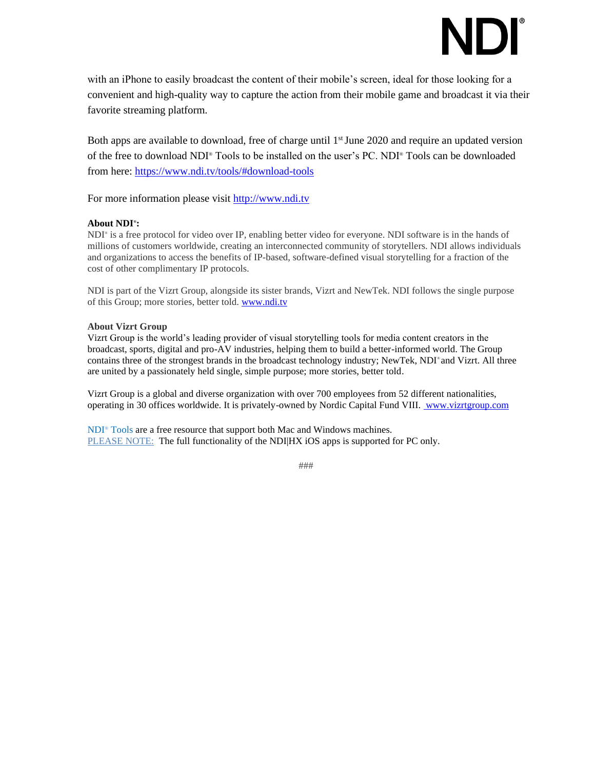with an iPhone to easily broadcast the content of their mobile's screen, ideal for those looking for a convenient and high-quality way to capture the action from their mobile game and broadcast it via their favorite streaming platform.

Both apps are available to download, free of charge until 1st June 2020 and require an updated version of the free to download NDI® Tools to be installed on the user's PC. NDI® Tools can be downloaded from here: https://www.ndi.tv/tools/#download-tools

For more information please visit http://www.ndi.tv

**About NDI®:**

NDI® is a free protocol for video over IP, enabling better video for everyone. NDI software is in the hands of millions of customers worldwide, creating an interconnected community of storytellers. NDI allows individuals and organizations to access the benefits of IP-based, software-defined visual storytelling for a fraction of the cost of other complimentary IP protocols.

NDI is part of the Vizrt Group, alongside its sister brands, Vizrt and NewTek. NDI follows the single purpose of this Group; more stories, better told. www.ndi.tv

**About Vizrt Group**

Vizrt Group is the world's leading provider of visual storytelling tools for media content creators in the broadcast, sports, digital and pro-AV industries, helping them to build a better-informed world. The Group contains three of the strongest brands in the broadcast technology industry; NewTek, NDI® and Vizrt. All three are united by a passionately held single, simple purpose; more stories, better told.

Vizrt Group is a global and diverse organization with over 700 employees from 52 different nationalities, operating in 30 offices worldwide. It is privately-owned by Nordic Capital Fund VIII. www.vizrtgroup.com

NDI® Tools are a free resource that support both Mac and Windows machines.
PLEASE NOTE: The full functionality of the NDI|HX iOS apps is supported for PC only.

###